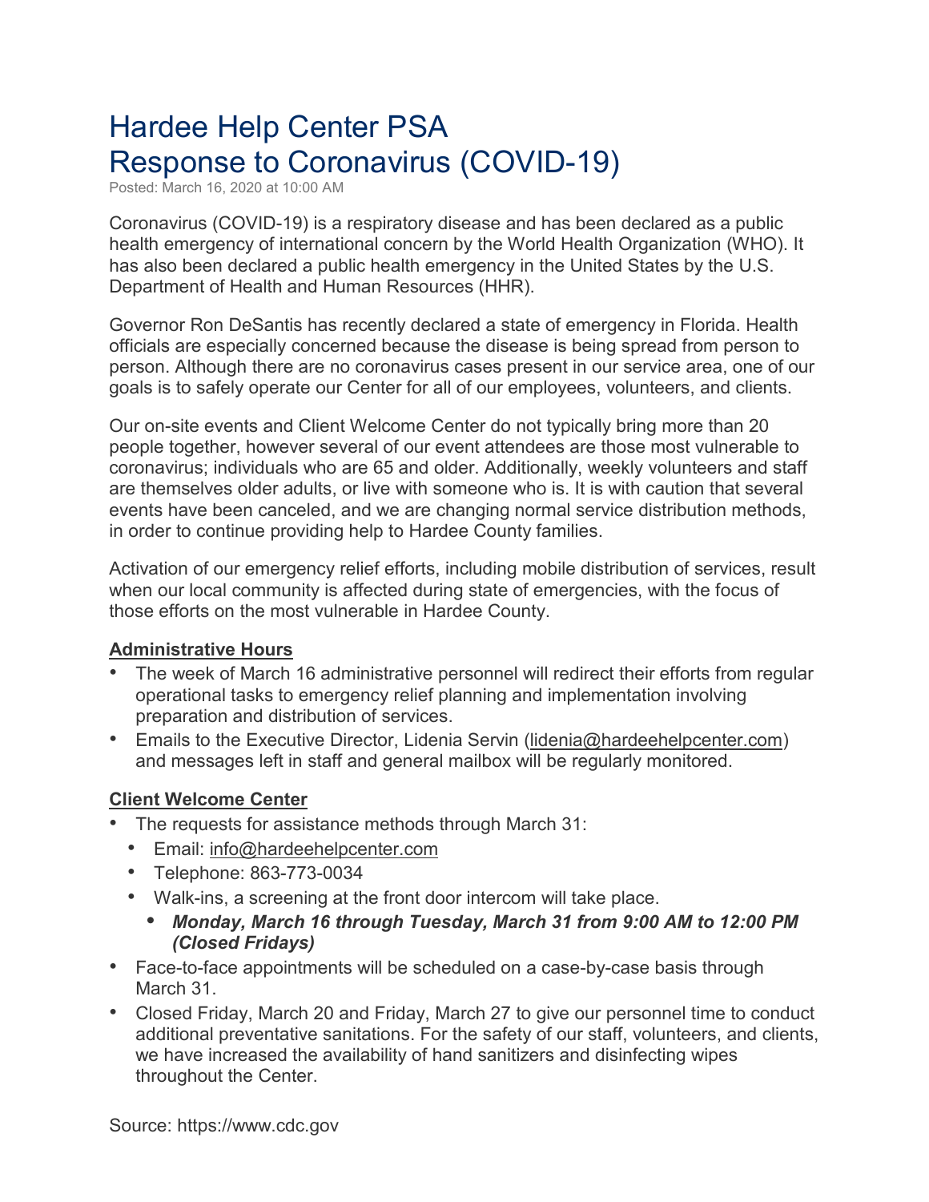# Hardee Help Center PSA
# Response to Coronavirus (COVID-19)

Posted: March 16, 2020 at 10:00 AM

Coronavirus (COVID-19) is a respiratory disease and has been declared as a public health emergency of international concern by the World Health Organization (WHO). It has also been declared a public health emergency in the United States by the U.S. Department of Health and Human Resources (HHR).

Governor Ron DeSantis has recently declared a state of emergency in Florida. Health officials are especially concerned because the disease is being spread from person to person. Although there are no coronavirus cases present in our service area, one of our goals is to safely operate our Center for all of our employees, volunteers, and clients.

Our on-site events and Client Welcome Center do not typically bring more than 20 people together, however several of our event attendees are those most vulnerable to coronavirus; individuals who are 65 and older. Additionally, weekly volunteers and staff are themselves older adults, or live with someone who is. It is with caution that several events have been canceled, and we are changing normal service distribution methods, in order to continue providing help to Hardee County families.

Activation of our emergency relief efforts, including mobile distribution of services, result when our local community is affected during state of emergencies, with the focus of those efforts on the most vulnerable in Hardee County.

**Administrative Hours**

- The week of March 16 administrative personnel will redirect their efforts from regular operational tasks to emergency relief planning and implementation involving preparation and distribution of services.
- Emails to the Executive Director, Lidenia Servin (lidenia@hardeehelpcenter.com) and messages left in staff and general mailbox will be regularly monitored.

**Client Welcome Center**

- The requests for assistance methods through March 31:
  - Email: info@hardeehelpcenter.com
  - Telephone: 863-773-0034
  - Walk-ins, a screening at the front door intercom will take place.
    - ***Monday, March 16 through Tuesday, March 31 from 9:00 AM to 12:00 PM (Closed Fridays)***
- Face-to-face appointments will be scheduled on a case-by-case basis through March 31.
- Closed Friday, March 20 and Friday, March 27 to give our personnel time to conduct additional preventative sanitations. For the safety of our staff, volunteers, and clients, we have increased the availability of hand sanitizers and disinfecting wipes throughout the Center.

Source: https://www.cdc.gov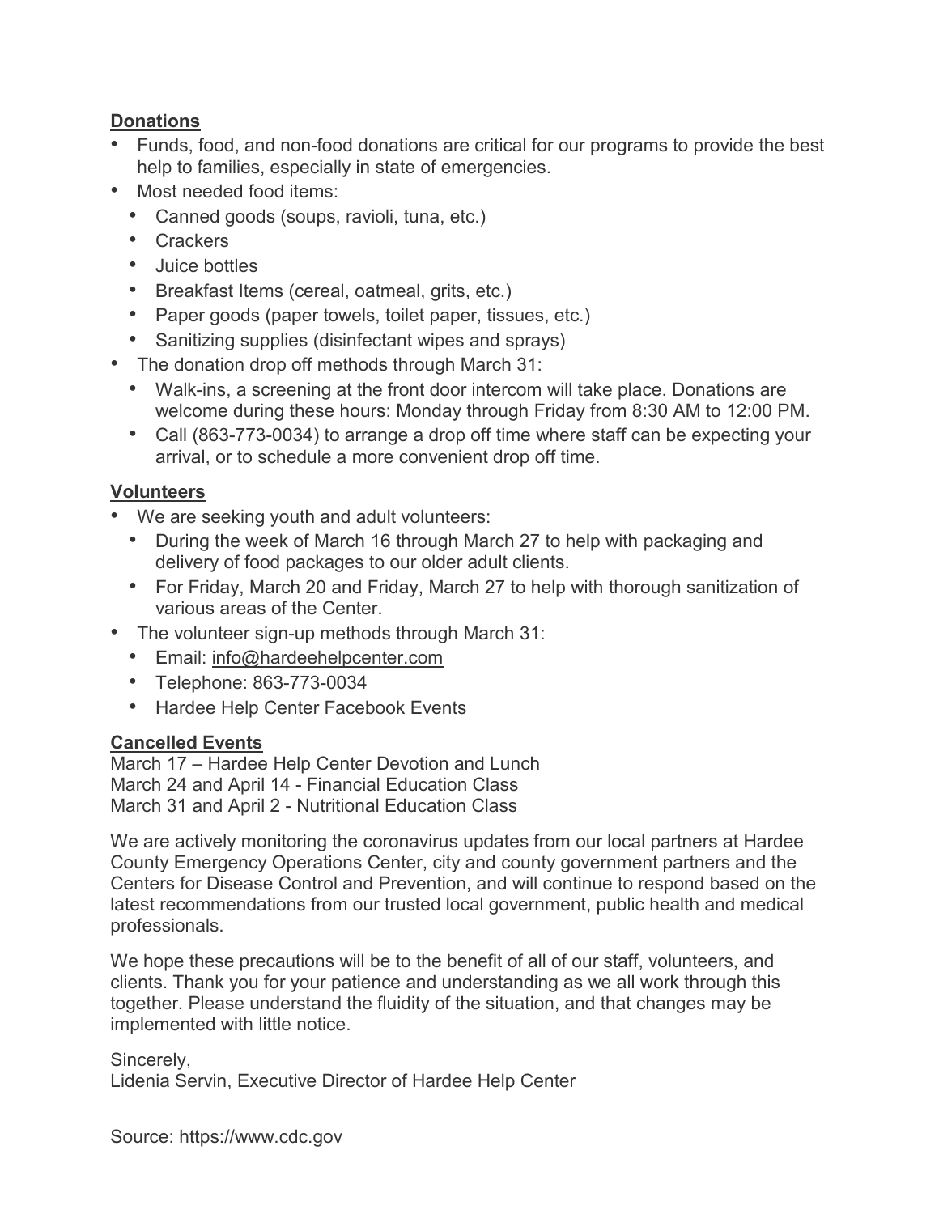**Donations**

- Funds, food, and non-food donations are critical for our programs to provide the best help to families, especially in state of emergencies.
- Most needed food items:
  - Canned goods (soups, ravioli, tuna, etc.)
  - Crackers
  - Juice bottles
  - Breakfast Items (cereal, oatmeal, grits, etc.)
  - Paper goods (paper towels, toilet paper, tissues, etc.)
  - Sanitizing supplies (disinfectant wipes and sprays)
- The donation drop off methods through March 31:
  - Walk-ins, a screening at the front door intercom will take place. Donations are welcome during these hours: Monday through Friday from 8:30 AM to 12:00 PM.
  - Call (863-773-0034) to arrange a drop off time where staff can be expecting your arrival, or to schedule a more convenient drop off time.

**Volunteers**

- We are seeking youth and adult volunteers:
  - During the week of March 16 through March 27 to help with packaging and delivery of food packages to our older adult clients.
  - For Friday, March 20 and Friday, March 27 to help with thorough sanitization of various areas of the Center.
- The volunteer sign-up methods through March 31:
  - Email: info@hardeehelpcenter.com
  - Telephone: 863-773-0034
  - Hardee Help Center Facebook Events

**Cancelled Events**

March 17 – Hardee Help Center Devotion and Lunch
March 24 and April 14 - Financial Education Class
March 31 and April 2 - Nutritional Education Class

We are actively monitoring the coronavirus updates from our local partners at Hardee County Emergency Operations Center, city and county government partners and the Centers for Disease Control and Prevention, and will continue to respond based on the latest recommendations from our trusted local government, public health and medical professionals.

We hope these precautions will be to the benefit of all of our staff, volunteers, and clients. Thank you for your patience and understanding as we all work through this together. Please understand the fluidity of the situation, and that changes may be implemented with little notice.

Sincerely,
Lidenia Servin, Executive Director of Hardee Help Center

Source: https://www.cdc.gov